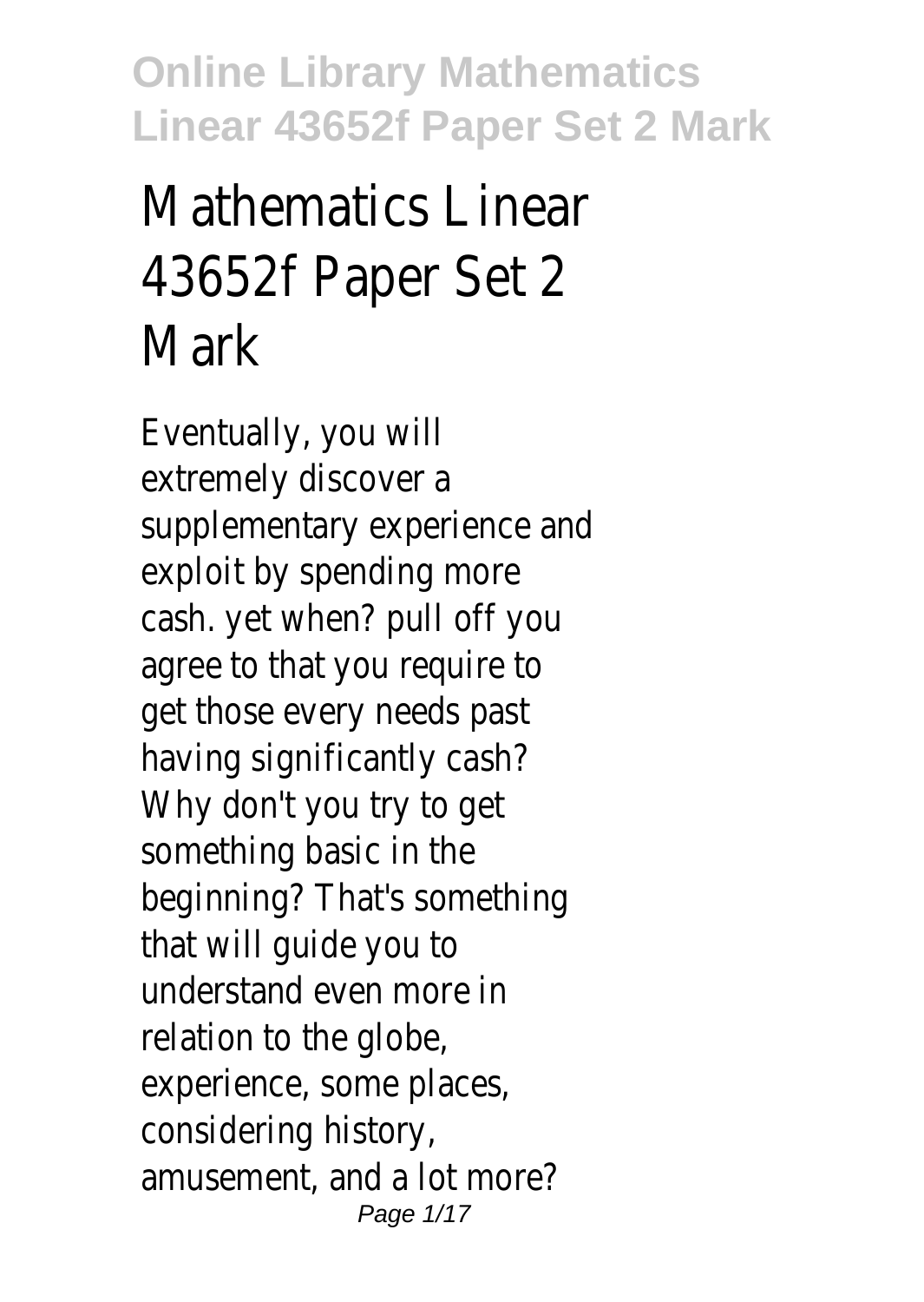# Mathematics Linear 43652f Paper Set 2 Mark

Eventually, you will extremely discover a supplementary experience and exploit by spending more cash. yet when? pull off you agree to that you require to get those every needs past having significantly cash? Why don't you try to get something basic in the beginning? That's something that will guide you to understand even more in relation to the globe, experience, some places, considering history, amusement, and a lot more?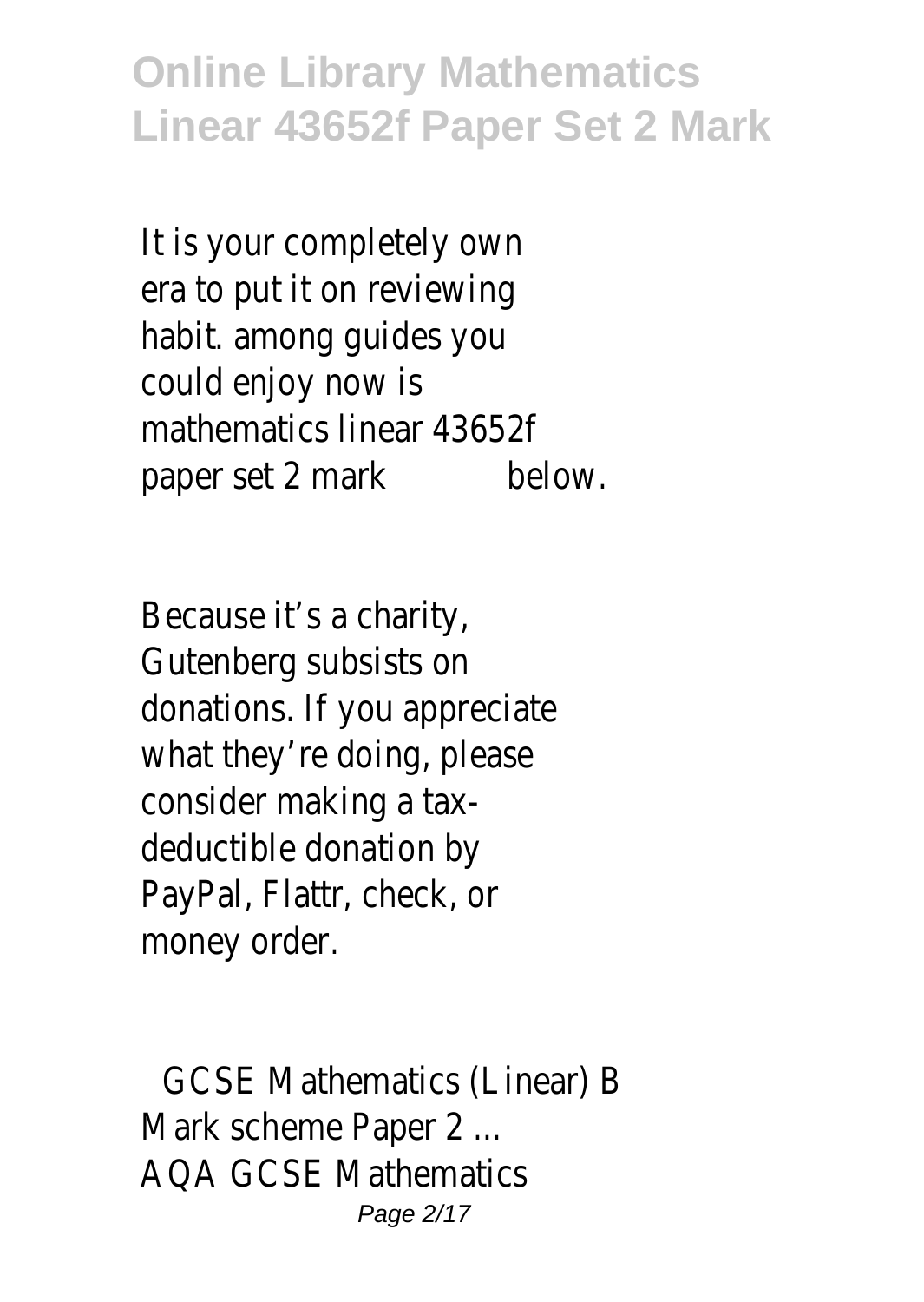It is your completely own era to put it on reviewing habit. among guides you could enjoy now is mathematics linear 43652f paper set 2 mark below.

Because it’s a charity, Gutenberg subsists on donations. If you appreciate what they’re doing, please consider making a tax-deductible donation by PayPal, Flattr, check, or money order.

## GCSE Mathematics (Linear) B Mark scheme Paper 2 ...

AQA GCSE Mathematics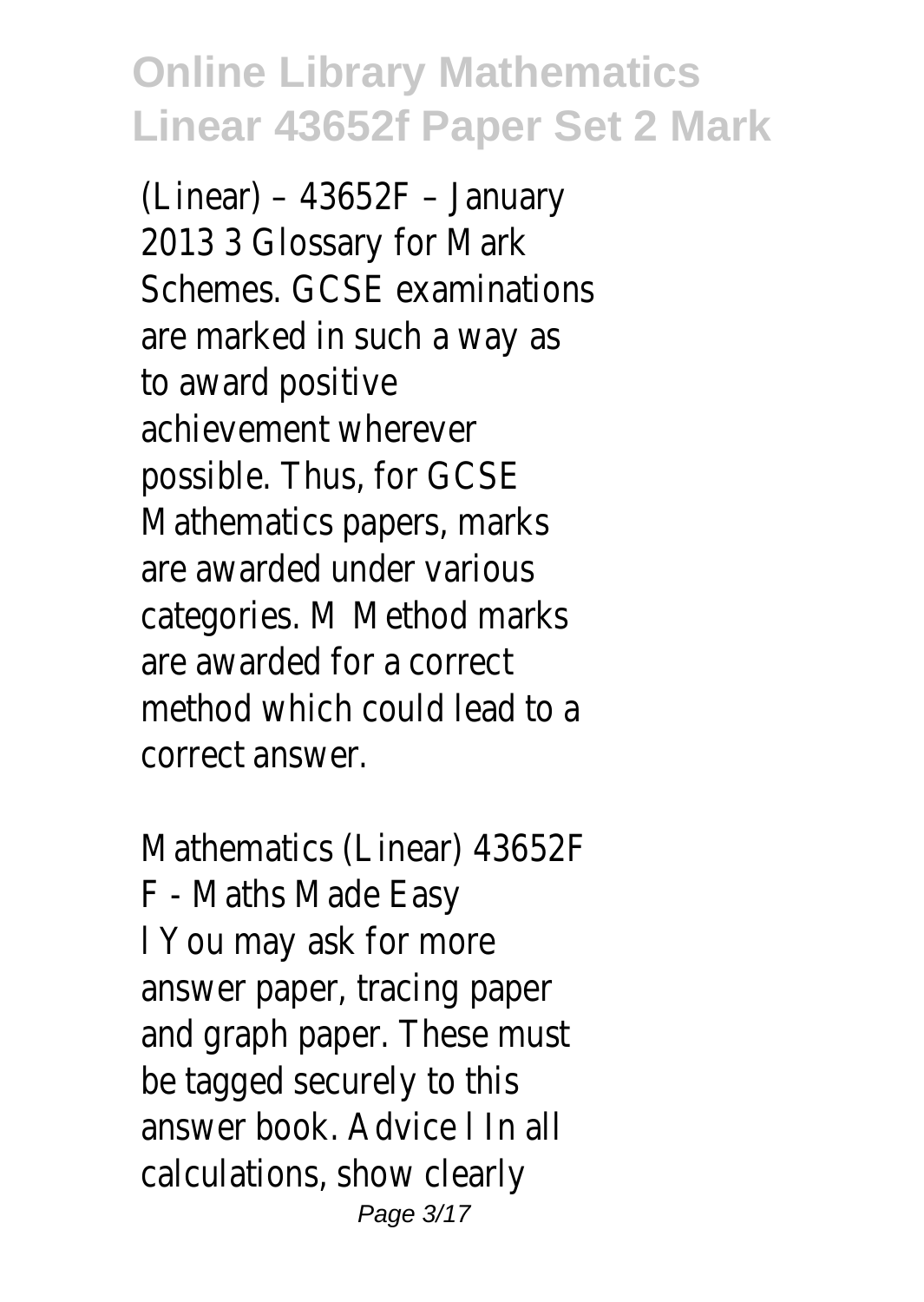(Linear) – 43652F – January 2013 3 Glossary for Mark Schemes. GCSE examinations are marked in such a way as to award positive achievement wherever possible. Thus, for GCSE Mathematics papers, marks are awarded under various categories. M Method marks are awarded for a correct method which could lead to a correct answer.

Mathematics (Linear) 43652F F - Maths Made Easy

l You may ask for more answer paper, tracing paper and graph paper. These must be tagged securely to this answer book. Advice l In all calculations, show clearly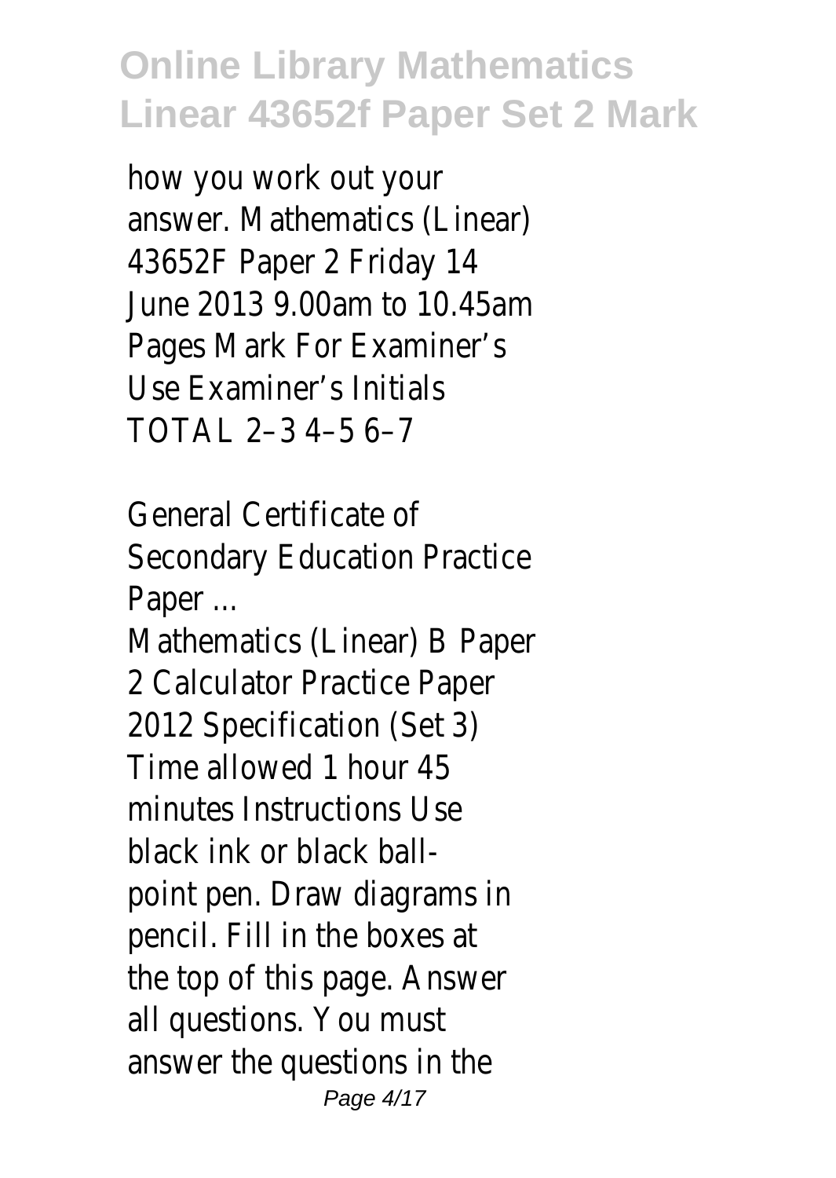how you work out your answer. Mathematics (Linear) 43652F Paper 2 Friday 14 June 2013 9.00am to 10.45am Pages Mark For Examiner's Use Examiner's Initials TOTAL 2–3 4–5 6–7

General Certificate of Secondary Education Practice Paper ...

Mathematics (Linear) B Paper 2 Calculator Practice Paper 2012 Specification (Set 3) Time allowed 1 hour 45 minutes Instructions Use black ink or black ball-point pen. Draw diagrams in pencil. Fill in the boxes at the top of this page. Answer all questions. You must answer the questions in the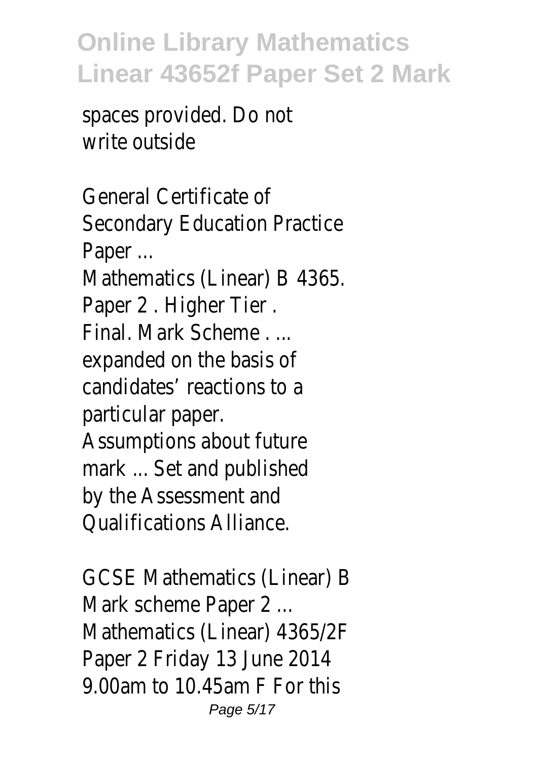spaces provided. Do not write outside

General Certificate of Secondary Education Practice Paper ...

Mathematics (Linear) B 4365. Paper 2 . Higher Tier . Final. Mark Scheme . ... expanded on the basis of candidates' reactions to a particular paper. Assumptions about future mark ... Set and published by the Assessment and Qualifications Alliance.

GCSE Mathematics (Linear) B Mark scheme Paper 2 ...

Mathematics (Linear) 4365/2F Paper 2 Friday 13 June 2014 9.00am to 10.45am F For this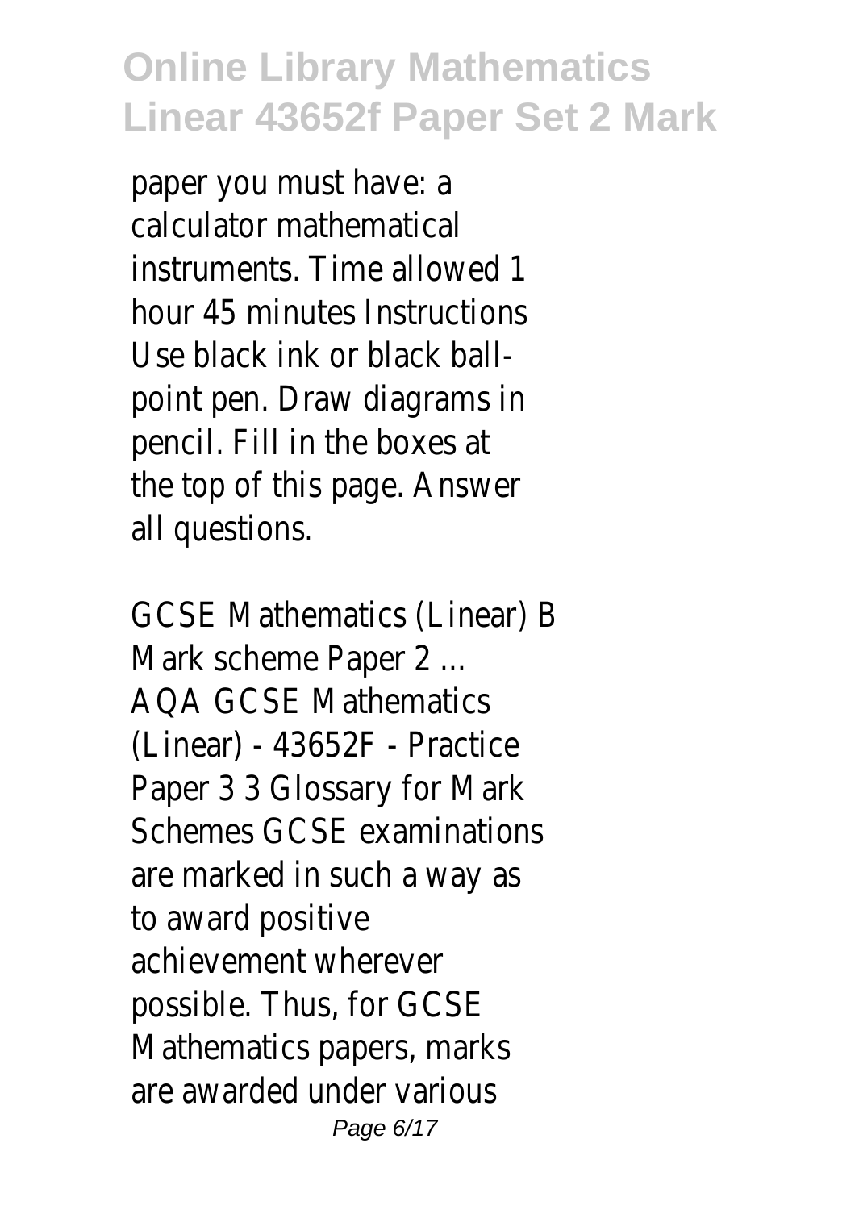paper you must have: a calculator mathematical instruments. Time allowed 1 hour 45 minutes Instructions Use black ink or black ball-point pen. Draw diagrams in pencil. Fill in the boxes at the top of this page. Answer all questions.

GCSE Mathematics (Linear) B Mark scheme Paper 2 ...

AQA GCSE Mathematics (Linear) - 43652F - Practice Paper 3 3 Glossary for Mark Schemes GCSE examinations are marked in such a way as to award positive achievement wherever possible. Thus, for GCSE Mathematics papers, marks are awarded under various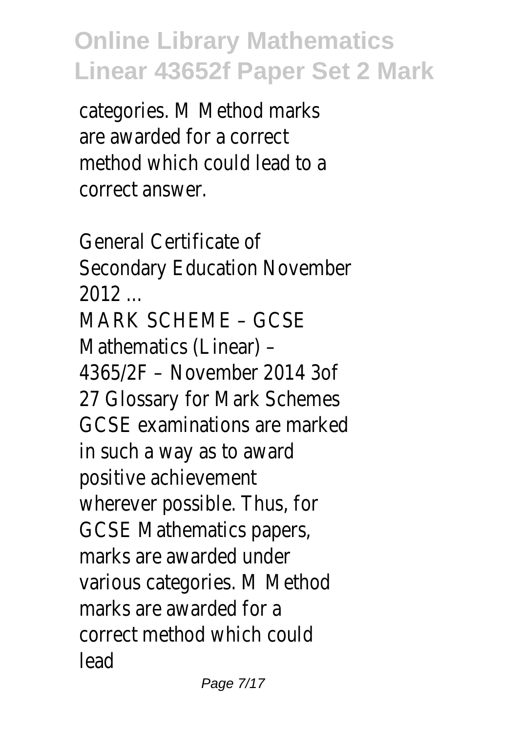categories. M Method marks are awarded for a correct method which could lead to a correct answer.

General Certificate of Secondary Education November 2012 ...

MARK SCHEME – GCSE Mathematics (Linear) – 4365/2F – November 2014 3of 27 Glossary for Mark Schemes GCSE examinations are marked in such a way as to award positive achievement wherever possible. Thus, for GCSE Mathematics papers, marks are awarded under various categories. M Method marks are awarded for a correct method which could lead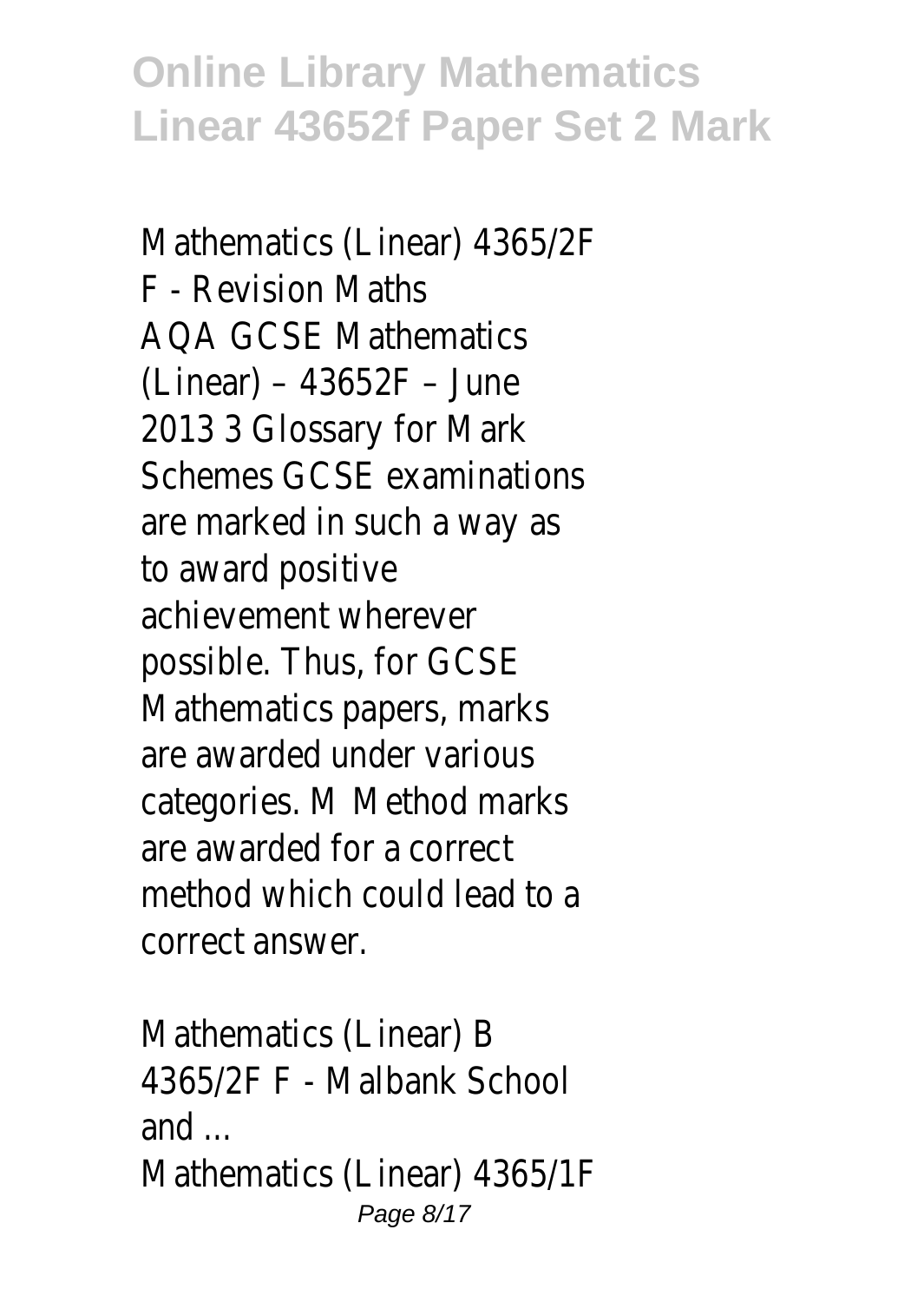Mathematics (Linear) 4365/2F F - Revision Maths

AQA GCSE Mathematics (Linear) – 43652F – June 2013 3 Glossary for Mark Schemes GCSE examinations are marked in such a way as to award positive achievement wherever possible. Thus, for GCSE Mathematics papers, marks are awarded under various categories. M Method marks are awarded for a correct method which could lead to a correct answer.

Mathematics (Linear) B 4365/2F F - Malbank School and ...

Mathematics (Linear) 4365/1F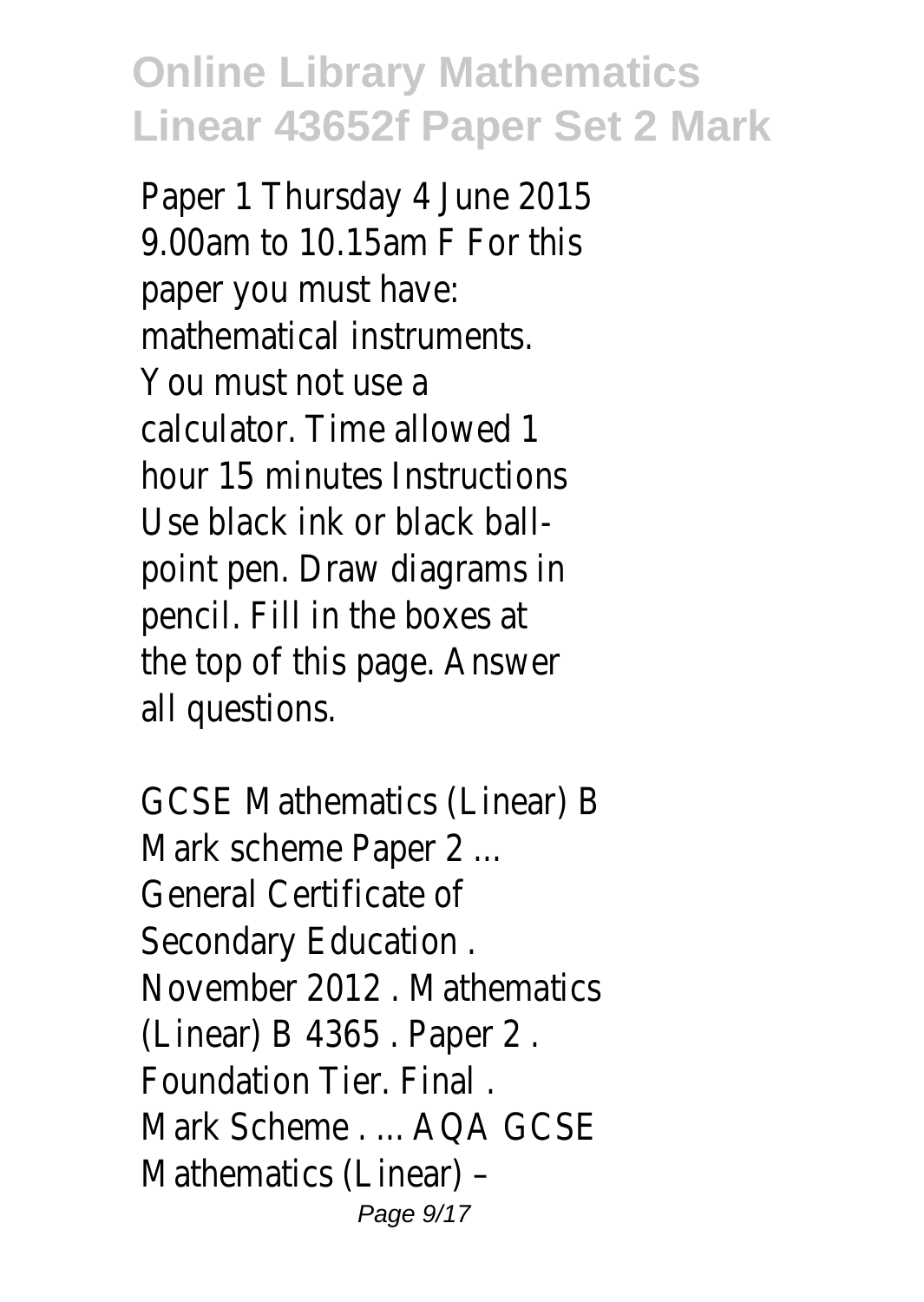Paper 1 Thursday 4 June 2015 9.00am to 10.15am F For this paper you must have: mathematical instruments. You must not use a calculator. Time allowed 1 hour 15 minutes Instructions Use black ink or black ball-point pen. Draw diagrams in pencil. Fill in the boxes at the top of this page. Answer all questions.

GCSE Mathematics (Linear) B Mark scheme Paper 2 ...
General Certificate of Secondary Education . November 2012 . Mathematics (Linear) B 4365 . Paper 2 . Foundation Tier. Final . Mark Scheme . ... AQA GCSE Mathematics (Linear) –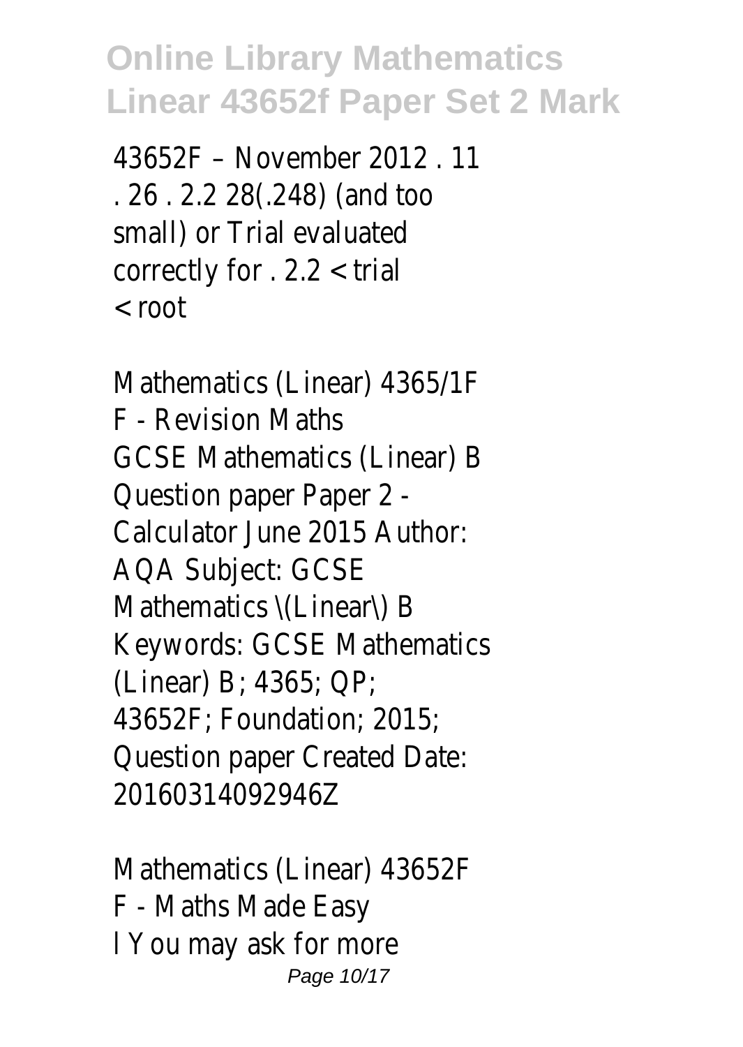43652F – November 2012 . 11 . 26 . 2.2 28(.248) (and too small) or Trial evaluated correctly for . 2.2 < trial < root

Mathematics (Linear) 4365/1F F - Revision Maths

GCSE Mathematics (Linear) B Question paper Paper 2 - Calculator June 2015 Author: AQA Subject: GCSE Mathematics \(Linear\) B Keywords: GCSE Mathematics (Linear) B; 4365; QP; 43652F; Foundation; 2015; Question paper Created Date: 20160314092946Z

Mathematics (Linear) 43652F F - Maths Made Easy

l You may ask for more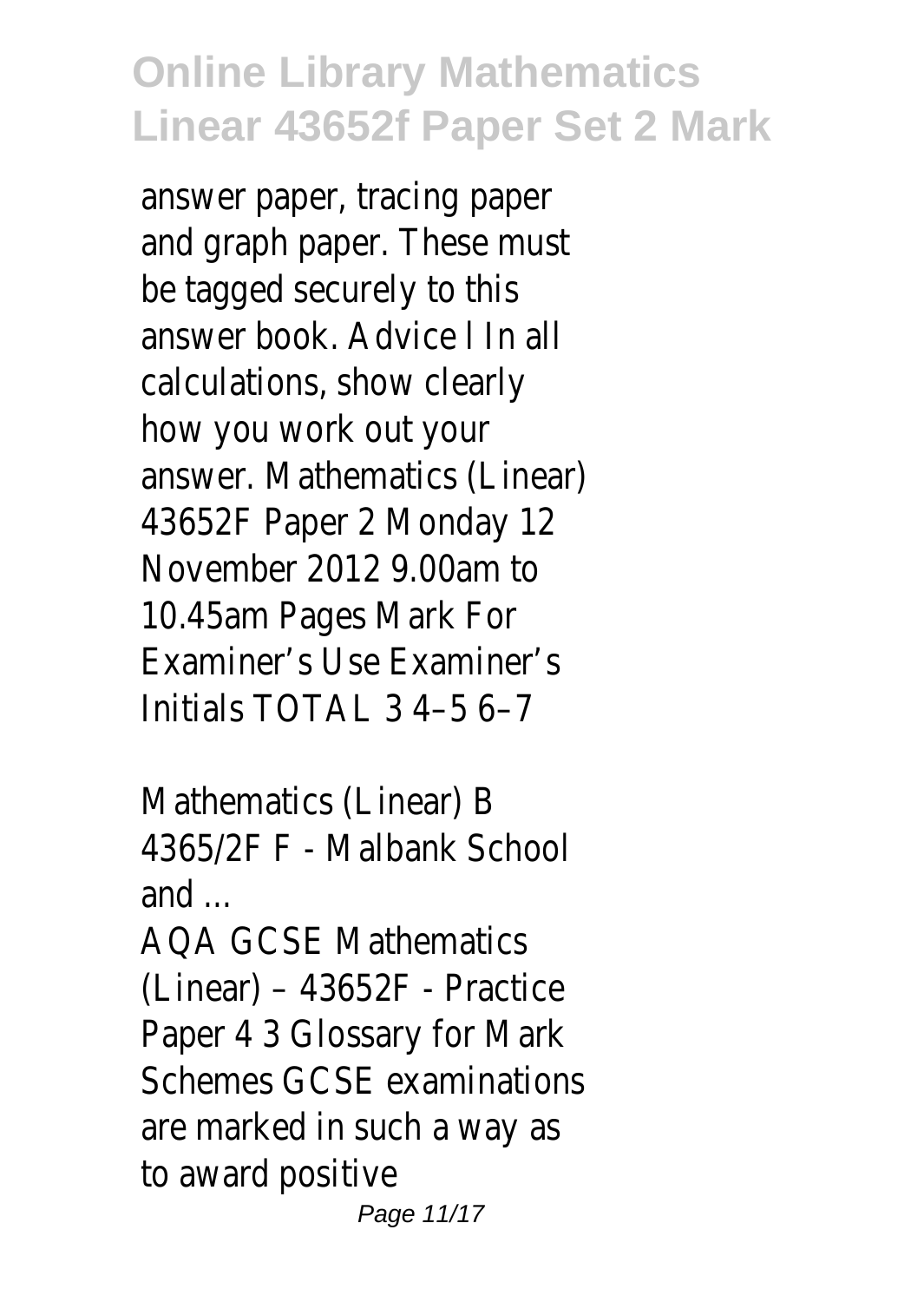answer paper, tracing paper and graph paper. These must be tagged securely to this answer book. Advice l In all calculations, show clearly how you work out your answer. Mathematics (Linear) 43652F Paper 2 Monday 12 November 2012 9.00am to 10.45am Pages Mark For Examiner's Use Examiner's Initials TOTAL 3 4–5 6–7

Mathematics (Linear) B 4365/2F F - Malbank School and ...

AQA GCSE Mathematics (Linear) – 43652F - Practice Paper 4 3 Glossary for Mark Schemes GCSE examinations are marked in such a way as to award positive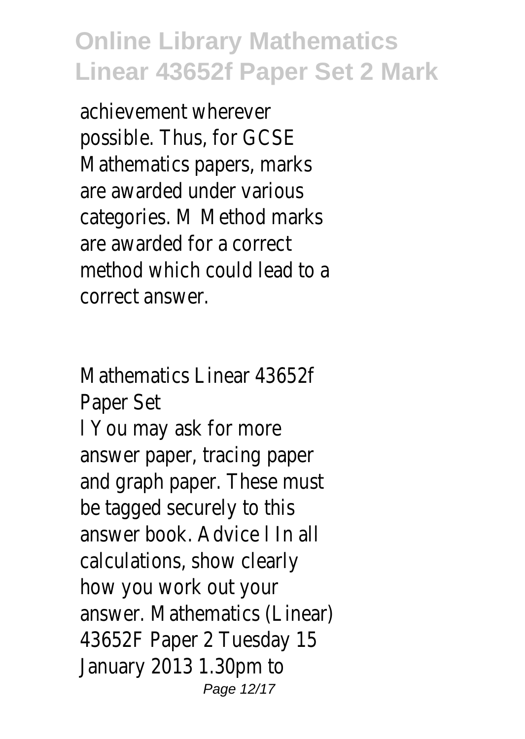achievement wherever possible. Thus, for GCSE Mathematics papers, marks are awarded under various categories. M Method marks are awarded for a correct method which could lead to a correct answer.

## Mathematics Linear 43652f Paper Set

l You may ask for more answer paper, tracing paper and graph paper. These must be tagged securely to this answer book. Advice l In all calculations, show clearly how you work out your answer. Mathematics (Linear) 43652F Paper 2 Tuesday 15 January 2013 1.30pm to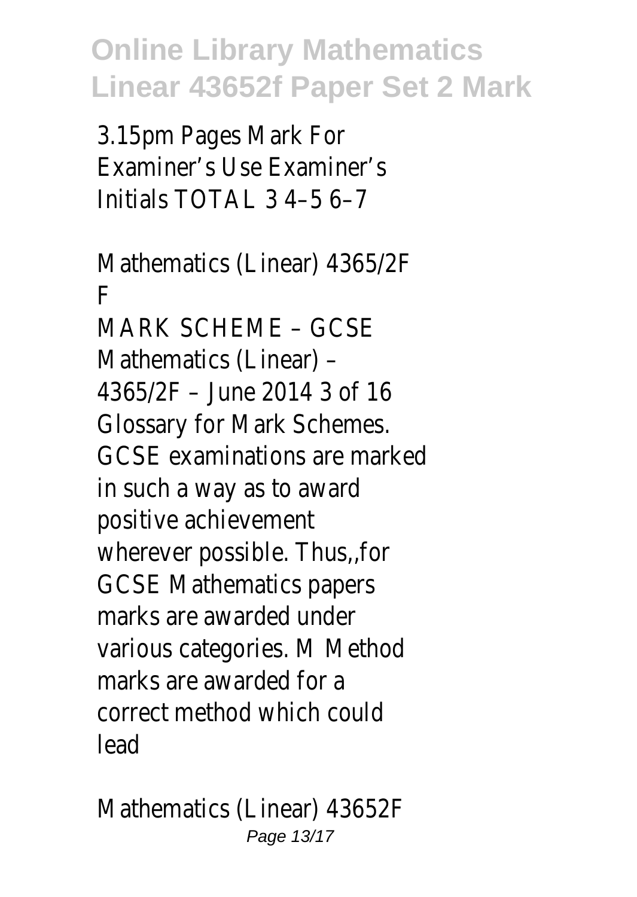3.15pm Pages Mark For Examiner's Use Examiner's Initials TOTAL 3 4–5 6–7

Mathematics (Linear) 4365/2F F

MARK SCHEME – GCSE Mathematics (Linear) – 4365/2F – June 2014 3 of 16 Glossary for Mark Schemes. GCSE examinations are marked in such a way as to award positive achievement wherever possible. Thus,,for GCSE Mathematics papers marks are awarded under various categories. M Method marks are awarded for a correct method which could lead

Mathematics (Linear) 43652F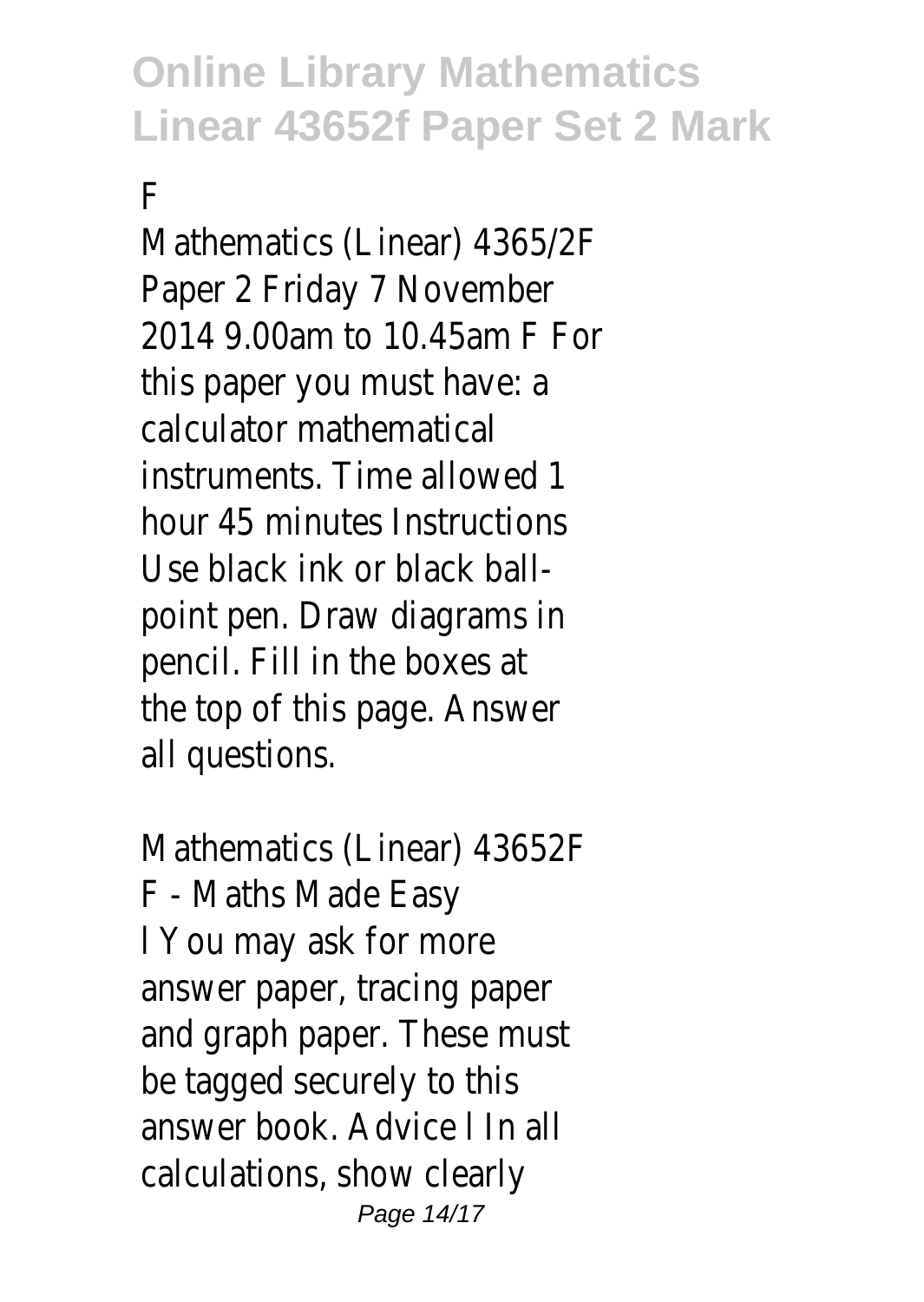F

Mathematics (Linear) 4365/2F Paper 2 Friday 7 November 2014 9.00am to 10.45am F For this paper you must have: a calculator mathematical instruments. Time allowed 1 hour 45 minutes Instructions Use black ink or black ball-point pen. Draw diagrams in pencil. Fill in the boxes at the top of this page. Answer all questions.

Mathematics (Linear) 43652F F - Maths Made Easy
l You may ask for more answer paper, tracing paper and graph paper. These must be tagged securely to this answer book. Advice l In all calculations, show clearly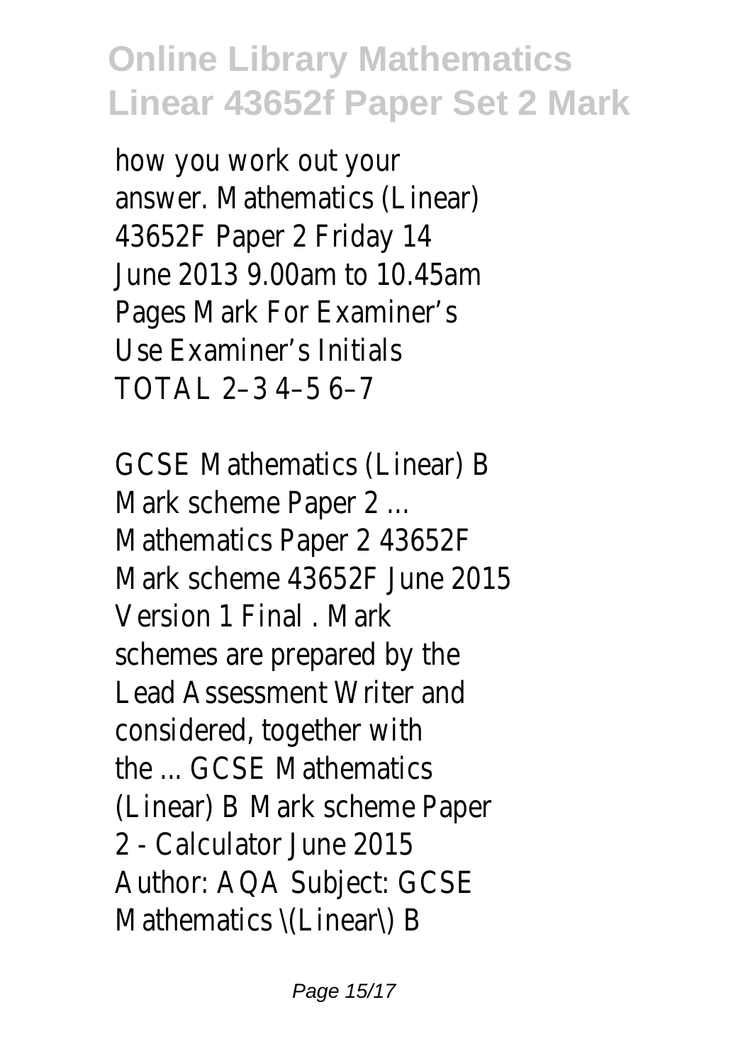how you work out your answer. Mathematics (Linear) 43652F Paper 2 Friday 14 June 2013 9.00am to 10.45am Pages Mark For Examiner's Use Examiner's Initials TOTAL 2–3 4–5 6–7

GCSE Mathematics (Linear) B Mark scheme Paper 2 ...

Mathematics Paper 2 43652F Mark scheme 43652F June 2015 Version 1 Final . Mark schemes are prepared by the Lead Assessment Writer and considered, together with the ... GCSE Mathematics (Linear) B Mark scheme Paper 2 - Calculator June 2015 Author: AQA Subject: GCSE Mathematics \(Linear\) B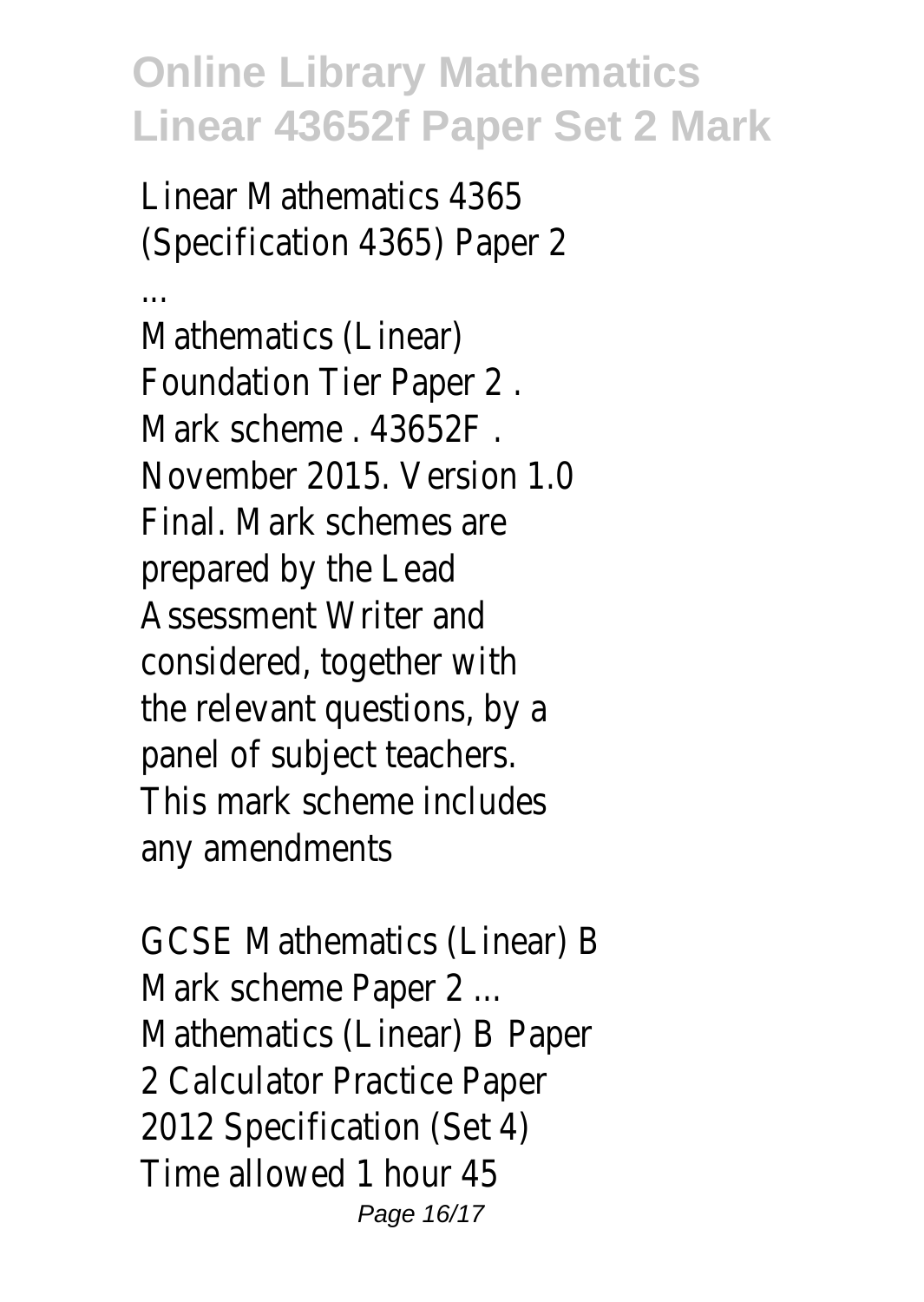Linear Mathematics 4365 (Specification 4365) Paper 2 ...

Mathematics (Linear) Foundation Tier Paper 2 . Mark scheme . 43652F . November 2015. Version 1.0 Final. Mark schemes are prepared by the Lead Assessment Writer and considered, together with the relevant questions, by a panel of subject teachers. This mark scheme includes any amendments

GCSE Mathematics (Linear) B Mark scheme Paper 2 ...

Mathematics (Linear) B Paper 2 Calculator Practice Paper 2012 Specification (Set 4) Time allowed 1 hour 45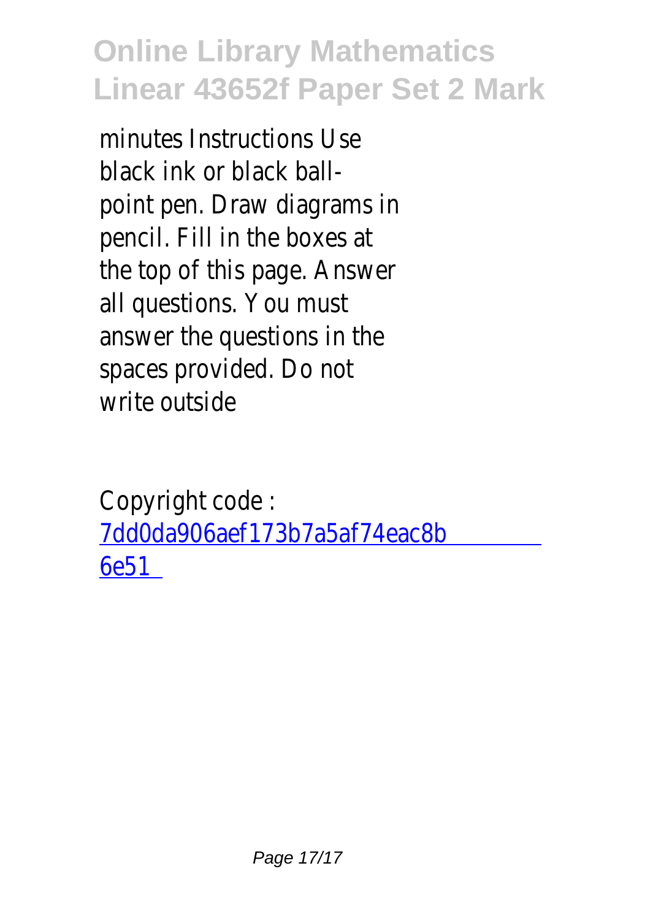minutes Instructions Use black ink or black ball-point pen. Draw diagrams in pencil. Fill in the boxes at the top of this page. Answer all questions. You must answer the questions in the spaces provided. Do not write outside

Copyright code : 7dd0da906aef173b7a5af74eac8b6e51